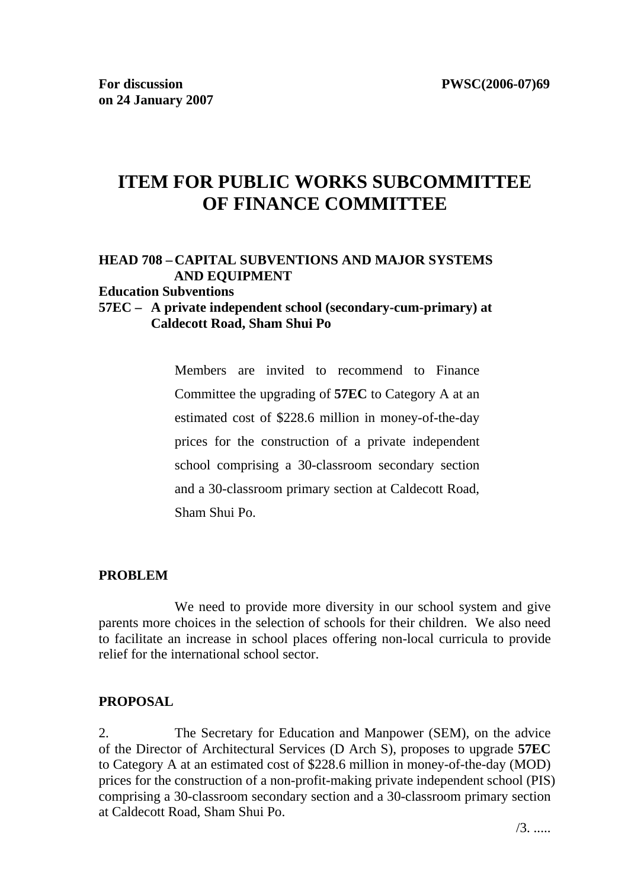**For discussion on 24 January 2007**

**PWSC(2006-07)69**

# ITEM FOR PUBLIC WORKS SUBCOMMITTEE OF FINANCE COMMITTEE

**HEAD 708 – CAPITAL SUBVENTIONS AND MAJOR SYSTEMS AND EQUIPMENT**
**Education Subventions**
**57EC – A private independent school (secondary-cum-primary) at Caldecott Road, Sham Shui Po**

Members are invited to recommend to Finance Committee the upgrading of **57EC** to Category A at an estimated cost of $228.6 million in money-of-the-day prices for the construction of a private independent school comprising a 30-classroom secondary section and a 30-classroom primary section at Caldecott Road, Sham Shui Po.

## PROBLEM

We need to provide more diversity in our school system and give parents more choices in the selection of schools for their children. We also need to facilitate an increase in school places offering non-local curricula to provide relief for the international school sector.

## PROPOSAL

2. The Secretary for Education and Manpower (SEM), on the advice of the Director of Architectural Services (D Arch S), proposes to upgrade **57EC** to Category A at an estimated cost of $228.6 million in money-of-the-day (MOD) prices for the construction of a non-profit-making private independent school (PIS) comprising a 30-classroom secondary section and a 30-classroom primary section at Caldecott Road, Sham Shui Po.

/3. .....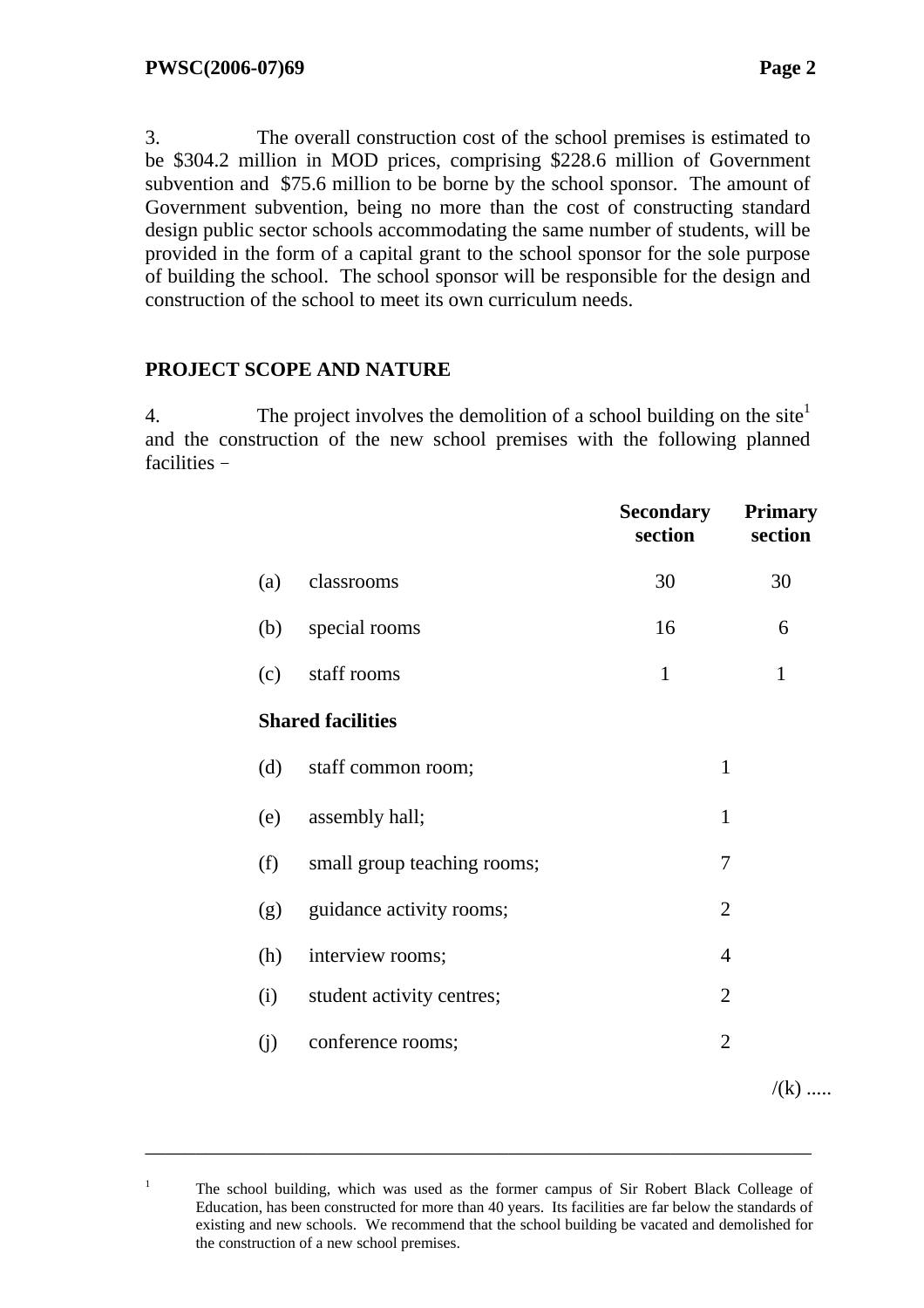3. The overall construction cost of the school premises is estimated to be $304.2 million in MOD prices, comprising $228.6 million of Government subvention and $75.6 million to be borne by the school sponsor. The amount of Government subvention, being no more than the cost of constructing standard design public sector schools accommodating the same number of students, will be provided in the form of a capital grant to the school sponsor for the sole purpose of building the school. The school sponsor will be responsible for the design and construction of the school to meet its own curriculum needs.

## PROJECT SCOPE AND NATURE

4. The project involves the demolition of a school building on the site[1] and the construction of the new school premises with the following planned facilities –

| | | Secondary section | Primary section |
|---|---|---|---|
| (a) | classrooms | 30 | 30 |
| (b) | special rooms | 16 | 6 |
| (c) | staff rooms | 1 | 1 |
| | **Shared facilities** | | |
| (d) | staff common room; | 1 | |
| (e) | assembly hall; | 1 | |
| (f) | small group teaching rooms; | 7 | |
| (g) | guidance activity rooms; | 2 | |
| (h) | interview rooms; | 4 | |
| (i) | student activity centres; | 2 | |
| (j) | conference rooms; | 2 | |

/(k) .....

---

[1] The school building, which was used as the former campus of Sir Robert Black Colleage of Education, has been constructed for more than 40 years. Its facilities are far below the standards of existing and new schools. We recommend that the school building be vacated and demolished for the construction of a new school premises.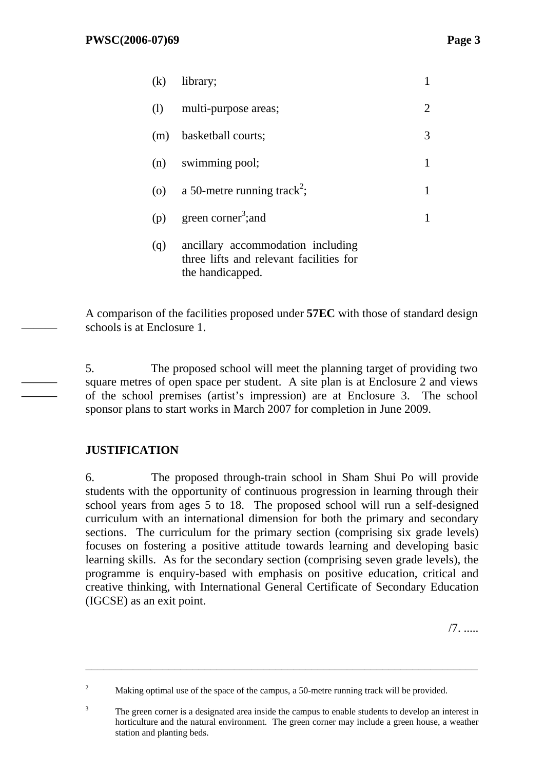| | | |
|---|---|---|
| (k) | library; | 1 |
| (l) | multi-purpose areas; | 2 |
| (m) | basketball courts; | 3 |
| (n) | swimming pool; | 1 |
| (o) | a 50-metre running track[2]; | 1 |
| (p) | green corner[3];and | 1 |
| (q) | ancillary accommodation including three lifts and relevant facilities for the handicapped. | |

A comparison of the facilities proposed under **57EC** with those of standard design schools is at Enclosure 1.

5. The proposed school will meet the planning target of providing two square metres of open space per student. A site plan is at Enclosure 2 and views of the school premises (artist's impression) are at Enclosure 3. The school sponsor plans to start works in March 2007 for completion in June 2009.

**JUSTIFICATION**

6. The proposed through-train school in Sham Shui Po will provide students with the opportunity of continuous progression in learning through their school years from ages 5 to 18. The proposed school will run a self-designed curriculum with an international dimension for both the primary and secondary sections. The curriculum for the primary section (comprising six grade levels) focuses on fostering a positive attitude towards learning and developing basic learning skills. As for the secondary section (comprising seven grade levels), the programme is enquiry-based with emphasis on positive education, critical and creative thinking, with International General Certificate of Secondary Education (IGCSE) as an exit point.

/7. .....

---

[2] Making optimal use of the space of the campus, a 50-metre running track will be provided.

[3] The green corner is a designated area inside the campus to enable students to develop an interest in horticulture and the natural environment. The green corner may include a green house, a weather station and planting beds.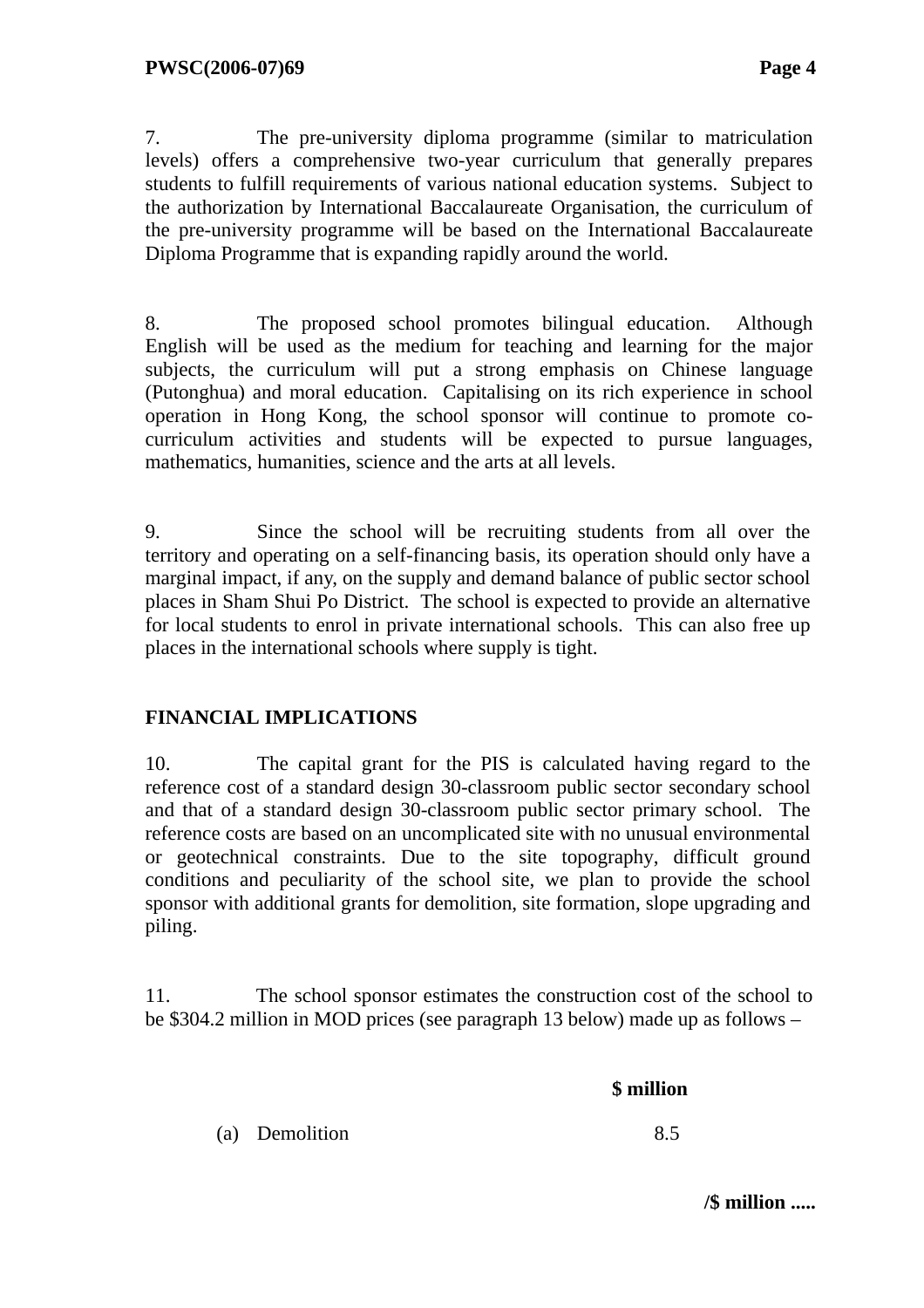7. The pre-university diploma programme (similar to matriculation levels) offers a comprehensive two-year curriculum that generally prepares students to fulfill requirements of various national education systems. Subject to the authorization by International Baccalaureate Organisation, the curriculum of the pre-university programme will be based on the International Baccalaureate Diploma Programme that is expanding rapidly around the world.

8. The proposed school promotes bilingual education. Although English will be used as the medium for teaching and learning for the major subjects, the curriculum will put a strong emphasis on Chinese language (Putonghua) and moral education. Capitalising on its rich experience in school operation in Hong Kong, the school sponsor will continue to promote co-curriculum activities and students will be expected to pursue languages, mathematics, humanities, science and the arts at all levels.

9. Since the school will be recruiting students from all over the territory and operating on a self-financing basis, its operation should only have a marginal impact, if any, on the supply and demand balance of public sector school places in Sham Shui Po District. The school is expected to provide an alternative for local students to enrol in private international schools. This can also free up places in the international schools where supply is tight.

## FINANCIAL IMPLICATIONS

10. The capital grant for the PIS is calculated having regard to the reference cost of a standard design 30-classroom public sector secondary school and that of a standard design 30-classroom public sector primary school. The reference costs are based on an uncomplicated site with no unusual environmental or geotechnical constraints. Due to the site topography, difficult ground conditions and peculiarity of the school site, we plan to provide the school sponsor with additional grants for demolition, site formation, slope upgrading and piling.

11. The school sponsor estimates the construction cost of the school to be $304.2 million in MOD prices (see paragraph 13 below) made up as follows –

| | $ million |
|---|---|
| (a) Demolition | 8.5 |

/$ million .....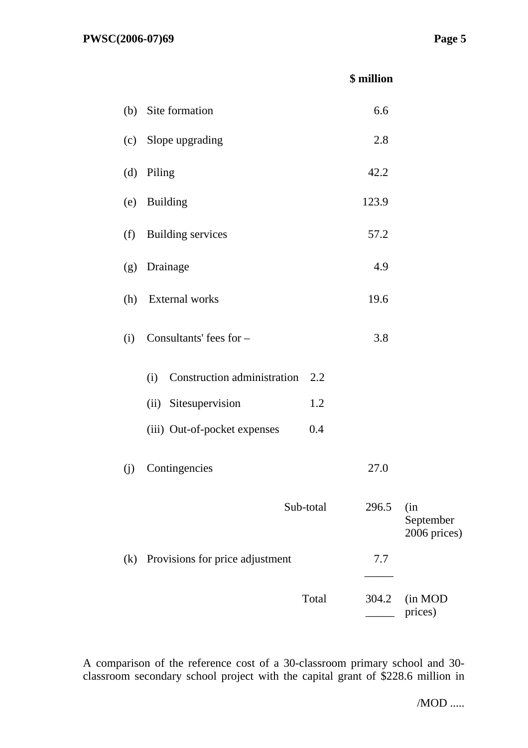| | | | $ million | |
|---|---|---|---|---|
| (b) | Site formation | | 6.6 | |
| (c) | Slope upgrading | | 2.8 | |
| (d) | Piling | | 42.2 | |
| (e) | Building | | 123.9 | |
| (f) | Building services | | 57.2 | |
| (g) | Drainage | | 4.9 | |
| (h) | External works | | 19.6 | |
| (i) | Consultants' fees for – | | 3.8 | |
| | (i) Construction administration | 2.2 | | |
| | (ii) Sitesupervision | 1.2 | | |
| | (iii) Out-of-pocket expenses | 0.4 | | |
| (j) | Contingencies | | 27.0 | |
| | | Sub-total | 296.5 | (in September 2006 prices) |
| (k) | Provisions for price adjustment | | 7.7 | |
| | | Total | 304.2 | (in MOD prices) |

A comparison of the reference cost of a 30-classroom primary school and 30-classroom secondary school project with the capital grant of $228.6 million in

/MOD .....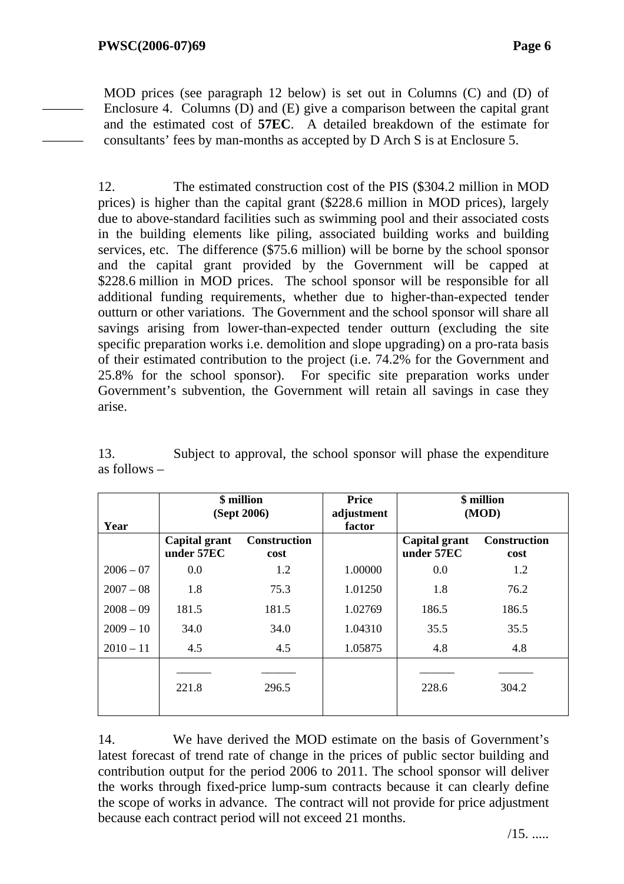MOD prices (see paragraph 12 below) is set out in Columns (C) and (D) of Enclosure 4. Columns (D) and (E) give a comparison between the capital grant and the estimated cost of **57EC**. A detailed breakdown of the estimate for consultants' fees by man-months as accepted by D Arch S is at Enclosure 5.

12. The estimated construction cost of the PIS ($304.2 million in MOD prices) is higher than the capital grant ($228.6 million in MOD prices), largely due to above-standard facilities such as swimming pool and their associated costs in the building elements like piling, associated building works and building services, etc. The difference ($75.6 million) will be borne by the school sponsor and the capital grant provided by the Government will be capped at $228.6 million in MOD prices. The school sponsor will be responsible for all additional funding requirements, whether due to higher-than-expected tender outturn or other variations. The Government and the school sponsor will share all savings arising from lower-than-expected tender outturn (excluding the site specific preparation works i.e. demolition and slope upgrading) on a pro-rata basis of their estimated contribution to the project (i.e. 74.2% for the Government and 25.8% for the school sponsor). For specific site preparation works under Government's subvention, the Government will retain all savings in case they arise.

13. Subject to approval, the school sponsor will phase the expenditure as follows –

| Year | $ million (Sept 2006) | | Price adjustment factor | $ million (MOD) | |
|---|---|---|---|---|---|
| | **Capital grant under 57EC** | **Construction cost** | | **Capital grant under 57EC** | **Construction cost** |
| 2006 – 07 | 0.0 | 1.2 | 1.00000 | 0.0 | 1.2 |
| 2007 – 08 | 1.8 | 75.3 | 1.01250 | 1.8 | 76.2 |
| 2008 – 09 | 181.5 | 181.5 | 1.02769 | 186.5 | 186.5 |
| 2009 – 10 | 34.0 | 34.0 | 1.04310 | 35.5 | 35.5 |
| 2010 – 11 | 4.5 | 4.5 | 1.05875 | 4.8 | 4.8 |
| | 221.8 | 296.5 | | 228.6 | 304.2 |

14. We have derived the MOD estimate on the basis of Government's latest forecast of trend rate of change in the prices of public sector building and contribution output for the period 2006 to 2011. The school sponsor will deliver the works through fixed-price lump-sum contracts because it can clearly define the scope of works in advance. The contract will not provide for price adjustment because each contract period will not exceed 21 months.

/15. .....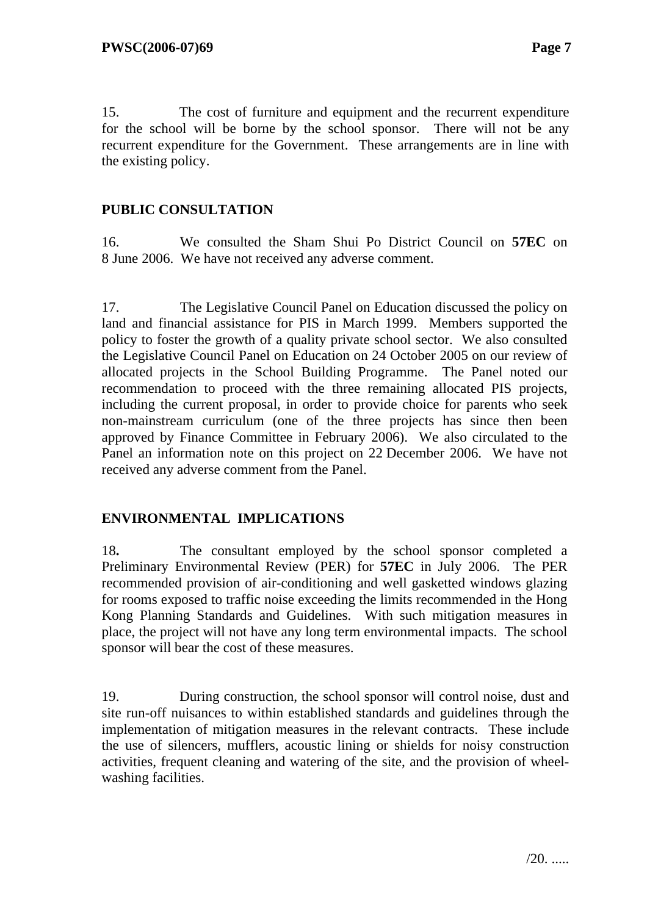15. The cost of furniture and equipment and the recurrent expenditure for the school will be borne by the school sponsor. There will not be any recurrent expenditure for the Government. These arrangements are in line with the existing policy.

## PUBLIC CONSULTATION

16. We consulted the Sham Shui Po District Council on **57EC** on 8 June 2006. We have not received any adverse comment.

17. The Legislative Council Panel on Education discussed the policy on land and financial assistance for PIS in March 1999. Members supported the policy to foster the growth of a quality private school sector. We also consulted the Legislative Council Panel on Education on 24 October 2005 on our review of allocated projects in the School Building Programme. The Panel noted our recommendation to proceed with the three remaining allocated PIS projects, including the current proposal, in order to provide choice for parents who seek non-mainstream curriculum (one of the three projects has since then been approved by Finance Committee in February 2006). We also circulated to the Panel an information note on this project on 22 December 2006. We have not received any adverse comment from the Panel.

## ENVIRONMENTAL IMPLICATIONS

18**.** The consultant employed by the school sponsor completed a Preliminary Environmental Review (PER) for **57EC** in July 2006. The PER recommended provision of air-conditioning and well gasketted windows glazing for rooms exposed to traffic noise exceeding the limits recommended in the Hong Kong Planning Standards and Guidelines. With such mitigation measures in place, the project will not have any long term environmental impacts. The school sponsor will bear the cost of these measures.

19. During construction, the school sponsor will control noise, dust and site run-off nuisances to within established standards and guidelines through the implementation of mitigation measures in the relevant contracts. These include the use of silencers, mufflers, acoustic lining or shields for noisy construction activities, frequent cleaning and watering of the site, and the provision of wheel-washing facilities.

/20. .....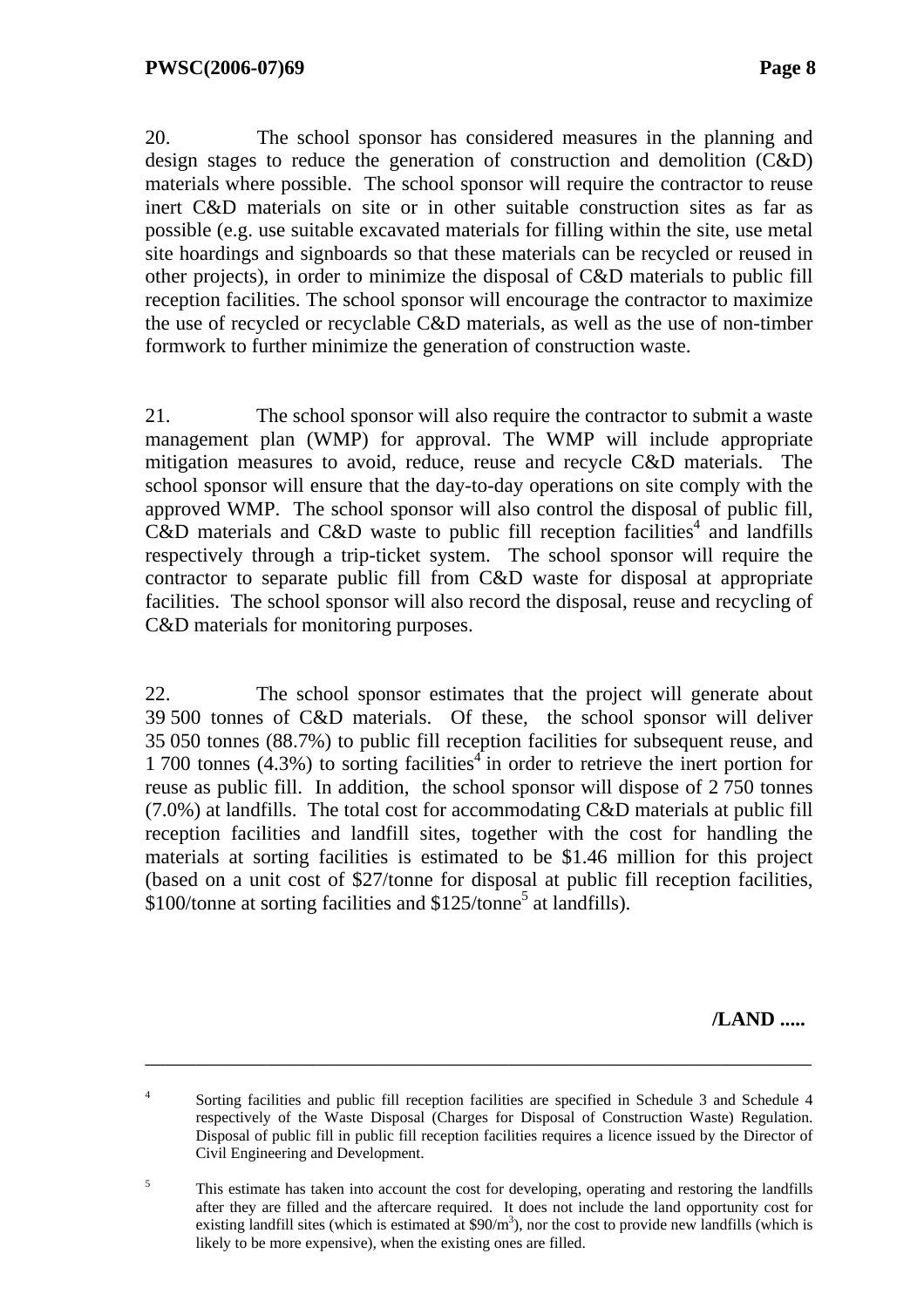20. The school sponsor has considered measures in the planning and design stages to reduce the generation of construction and demolition (C&D) materials where possible. The school sponsor will require the contractor to reuse inert C&D materials on site or in other suitable construction sites as far as possible (e.g. use suitable excavated materials for filling within the site, use metal site hoardings and signboards so that these materials can be recycled or reused in other projects), in order to minimize the disposal of C&D materials to public fill reception facilities. The school sponsor will encourage the contractor to maximize the use of recycled or recyclable C&D materials, as well as the use of non-timber formwork to further minimize the generation of construction waste.

21. The school sponsor will also require the contractor to submit a waste management plan (WMP) for approval. The WMP will include appropriate mitigation measures to avoid, reduce, reuse and recycle C&D materials. The school sponsor will ensure that the day-to-day operations on site comply with the approved WMP. The school sponsor will also control the disposal of public fill, C&D materials and C&D waste to public fill reception facilities[4] and landfills respectively through a trip-ticket system. The school sponsor will require the contractor to separate public fill from C&D waste for disposal at appropriate facilities. The school sponsor will also record the disposal, reuse and recycling of C&D materials for monitoring purposes.

22. The school sponsor estimates that the project will generate about 39 500 tonnes of C&D materials. Of these, the school sponsor will deliver 35 050 tonnes (88.7%) to public fill reception facilities for subsequent reuse, and 1 700 tonnes (4.3%) to sorting facilities[4] in order to retrieve the inert portion for reuse as public fill. In addition, the school sponsor will dispose of 2 750 tonnes (7.0%) at landfills. The total cost for accommodating C&D materials at public fill reception facilities and landfill sites, together with the cost for handling the materials at sorting facilities is estimated to be $1.46 million for this project (based on a unit cost of $27/tonne for disposal at public fill reception facilities, $100/tonne at sorting facilities and $125/tonne[5] at landfills).

/LAND .....

---

[4] Sorting facilities and public fill reception facilities are specified in Schedule 3 and Schedule 4 respectively of the Waste Disposal (Charges for Disposal of Construction Waste) Regulation. Disposal of public fill in public fill reception facilities requires a licence issued by the Director of Civil Engineering and Development.

[5] This estimate has taken into account the cost for developing, operating and restoring the landfills after they are filled and the aftercare required. It does not include the land opportunity cost for existing landfill sites (which is estimated at $90/m$^3$), nor the cost to provide new landfills (which is likely to be more expensive), when the existing ones are filled.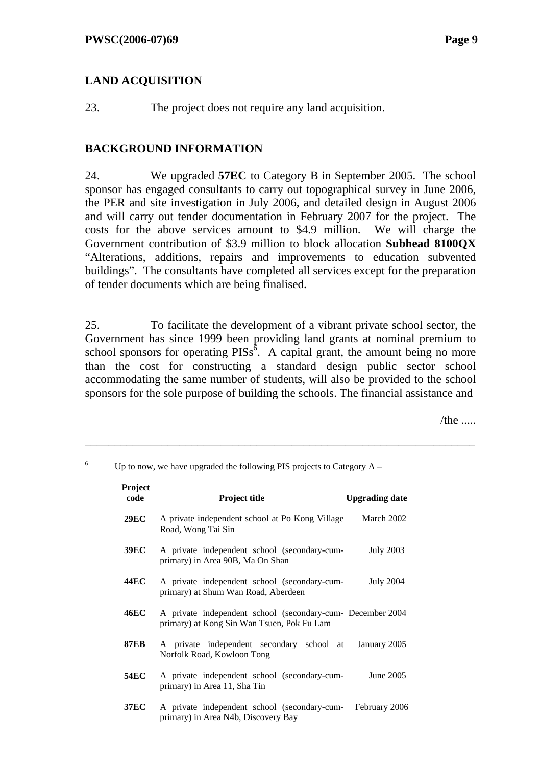## LAND ACQUISITION

23. The project does not require any land acquisition.

## BACKGROUND INFORMATION

24. We upgraded **57EC** to Category B in September 2005. The school sponsor has engaged consultants to carry out topographical survey in June 2006, the PER and site investigation in July 2006, and detailed design in August 2006 and will carry out tender documentation in February 2007 for the project. The costs for the above services amount to $4.9 million. We will charge the Government contribution of $3.9 million to block allocation **Subhead 8100QX** "Alterations, additions, repairs and improvements to education subvented buildings". The consultants have completed all services except for the preparation of tender documents which are being finalised.

25. To facilitate the development of a vibrant private school sector, the Government has since 1999 been providing land grants at nominal premium to school sponsors for operating PISs[6]. A capital grant, the amount being no more than the cost for constructing a standard design public sector school accommodating the same number of students, will also be provided to the school sponsors for the sole purpose of building the schools. The financial assistance and

/the .....

---

[6] Up to now, we have upgraded the following PIS projects to Category A –

| Project code | Project title | Upgrading date |
|---|---|---|
| **29EC** | A private independent school at Po Kong Village Road, Wong Tai Sin | March 2002 |
| **39EC** | A private independent school (secondary-cum-primary) in Area 90B, Ma On Shan | July 2003 |
| **44EC** | A private independent school (secondary-cum-primary) at Shum Wan Road, Aberdeen | July 2004 |
| **46EC** | A private independent school (secondary-cum-primary) at Kong Sin Wan Tsuen, Pok Fu Lam | December 2004 |
| **87EB** | A private independent secondary school at Norfolk Road, Kowloon Tong | January 2005 |
| **54EC** | A private independent school (secondary-cum-primary) in Area 11, Sha Tin | June 2005 |
| **37EC** | A private independent school (secondary-cum-primary) in Area N4b, Discovery Bay | February 2006 |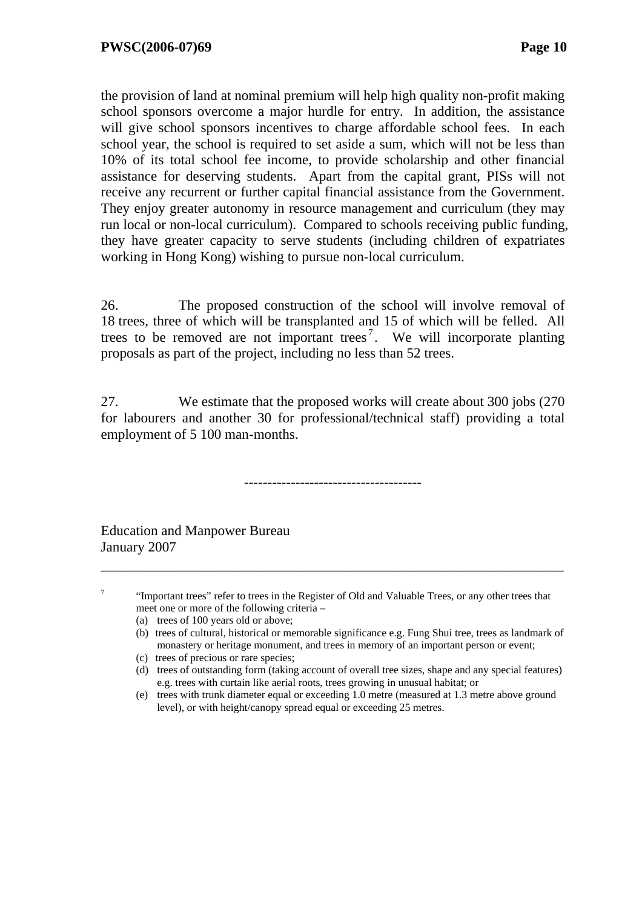the provision of land at nominal premium will help high quality non-profit making school sponsors overcome a major hurdle for entry. In addition, the assistance will give school sponsors incentives to charge affordable school fees. In each school year, the school is required to set aside a sum, which will not be less than 10% of its total school fee income, to provide scholarship and other financial assistance for deserving students. Apart from the capital grant, PISs will not receive any recurrent or further capital financial assistance from the Government. They enjoy greater autonomy in resource management and curriculum (they may run local or non-local curriculum). Compared to schools receiving public funding, they have greater capacity to serve students (including children of expatriates working in Hong Kong) wishing to pursue non-local curriculum.

26. The proposed construction of the school will involve removal of 18 trees, three of which will be transplanted and 15 of which will be felled. All trees to be removed are not important trees[7]. We will incorporate planting proposals as part of the project, including no less than 52 trees.

27. We estimate that the proposed works will create about 300 jobs (270 for labourers and another 30 for professional/technical staff) providing a total employment of 5 100 man-months.

-------------------------------------

Education and Manpower Bureau
January 2007

---

[7] "Important trees" refer to trees in the Register of Old and Valuable Trees, or any other trees that meet one or more of the following criteria –

(a) trees of 100 years old or above;

(b) trees of cultural, historical or memorable significance e.g. Fung Shui tree, trees as landmark of monastery or heritage monument, and trees in memory of an important person or event;

(c) trees of precious or rare species;

(d) trees of outstanding form (taking account of overall tree sizes, shape and any special features) e.g. trees with curtain like aerial roots, trees growing in unusual habitat; or

(e) trees with trunk diameter equal or exceeding 1.0 metre (measured at 1.3 metre above ground level), or with height/canopy spread equal or exceeding 25 metres.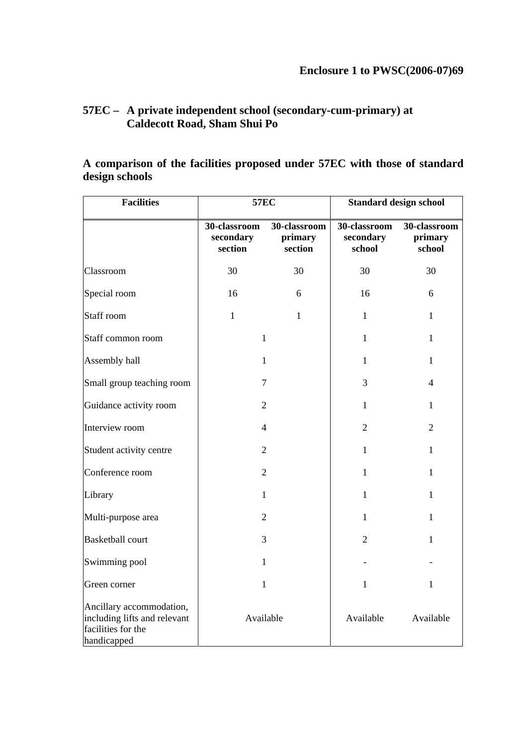**Enclosure 1 to PWSC(2006-07)69**

## 57EC – A private independent school (secondary-cum-primary) at Caldecott Road, Sham Shui Po

### A comparison of the facilities proposed under 57EC with those of standard design schools

| Facilities | 57EC | | Standard design school | |
|---|---|---|---|---|
| | 30-classroom secondary section | 30-classroom primary section | 30-classroom secondary school | 30-classroom primary school |
| Classroom | 30 | 30 | 30 | 30 |
| Special room | 16 | 6 | 16 | 6 |
| Staff room | 1 | 1 | 1 | 1 |
| Staff common room | 1 | | 1 | 1 |
| Assembly hall | 1 | | 1 | 1 |
| Small group teaching room | 7 | | 3 | 4 |
| Guidance activity room | 2 | | 1 | 1 |
| Interview room | 4 | | 2 | 2 |
| Student activity centre | 2 | | 1 | 1 |
| Conference room | 2 | | 1 | 1 |
| Library | 1 | | 1 | 1 |
| Multi-purpose area | 2 | | 1 | 1 |
| Basketball court | 3 | | 2 | 1 |
| Swimming pool | 1 | | - | - |
| Green corner | 1 | | 1 | 1 |
| Ancillary accommodation, including lifts and relevant facilities for the handicapped | Available | | Available | Available |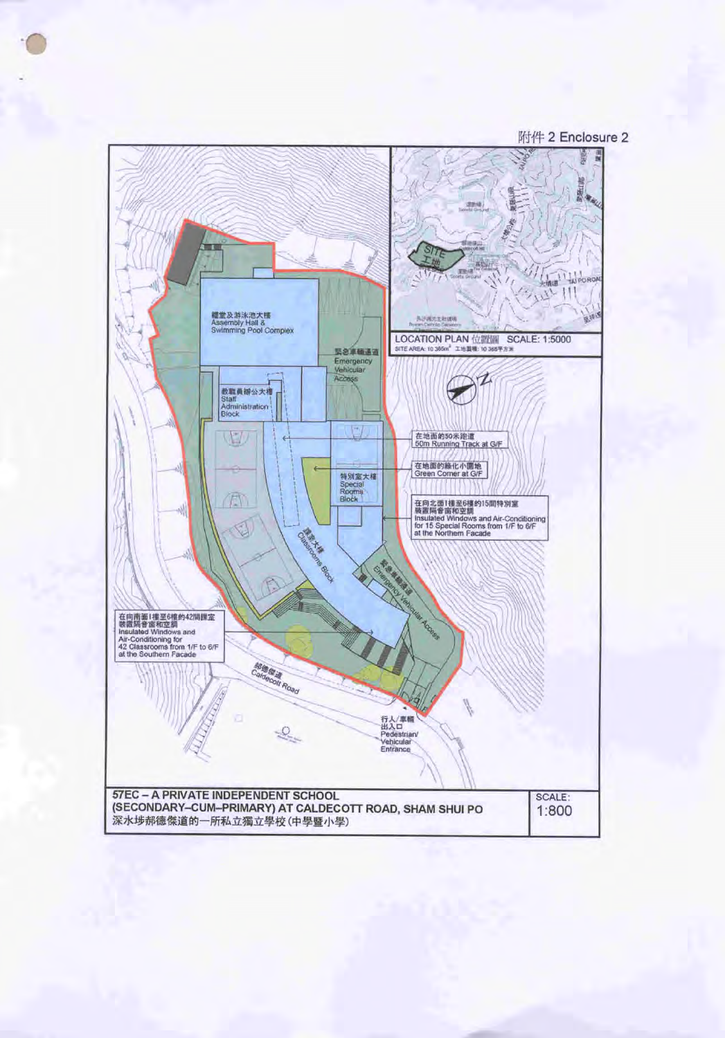附件 2 Enclosure 2

LOCATION PLAN 位置圖 SCALE: 1:5000

SITE AREA: 10 365m² 工地面積: 10 365平方米

SITE 工地

體堂及游泳池大樓
Assembly Hall & Swimming Pool Complex

緊急車輛通道
Emergency Vehicular Access

教職員辦公大樓
Staff Administration Block

在地面的50米跑道
50m Running Track at G/F

在地面的綠化小園地
Green Corner at G/F

特別室大樓
Special Rooms Block

在向北面1樓至6樓的15間特別室裝置隔音窗和空調
Insulated Windows and Air-Conditioning for 15 Special Rooms from 1/F to 6/F at the Northern Facade

課室大樓
Classrooms Block

緊急車輛通道
Emergency Vehicular Access

在向南面1樓至6樓的42間課室裝置隔音窗和空調
Insulated Windows and Air-Conditioning for 42 Classrooms from 1/F to 6/F at the Southern Facade

郝德傑道
Caldecott Road

行人/車輛出入口
Pedestrian/ Vehicular Entrance

**57EC – A PRIVATE INDEPENDENT SCHOOL (SECONDARY-CUM-PRIMARY) AT CALDECOTT ROAD, SHAM SHUI PO**

**深水埗郝德傑道的一所私立獨立學校 (中學暨小學)**

SCALE: 1:800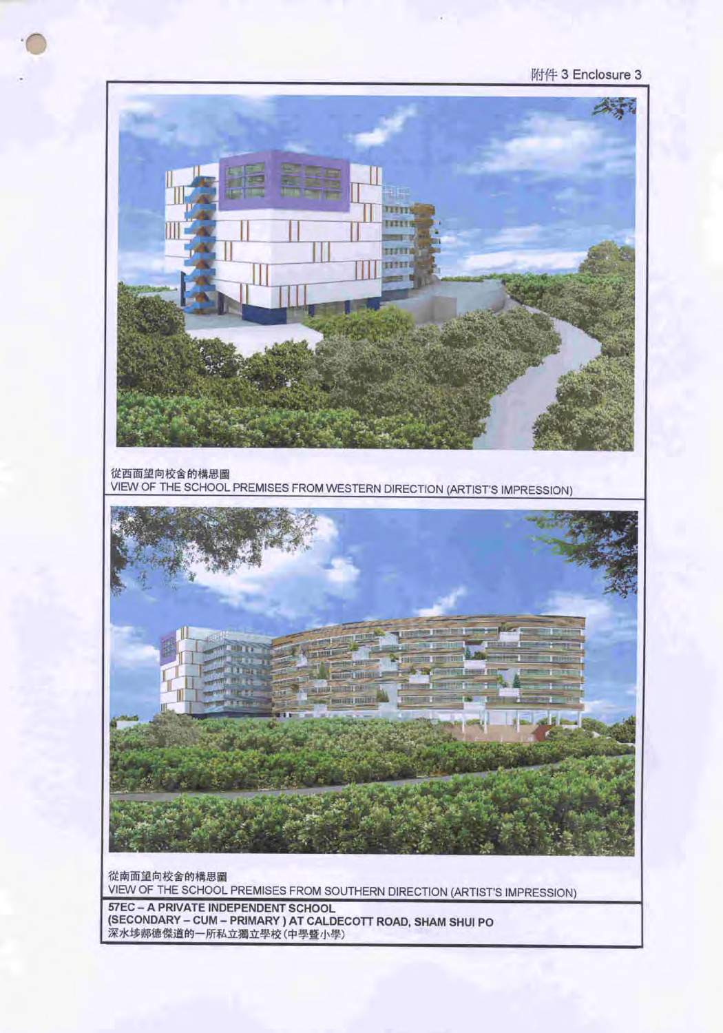附件 3 Enclosure 3

從西面望向校舍的構思圖
VIEW OF THE SCHOOL PREMISES FROM WESTERN DIRECTION (ARTIST'S IMPRESSION)

從南面望向校舍的構思圖
VIEW OF THE SCHOOL PREMISES FROM SOUTHERN DIRECTION (ARTIST'S IMPRESSION)

**57EC – A PRIVATE INDEPENDENT SCHOOL**
**(SECONDARY – CUM – PRIMARY ) AT CALDECOTT ROAD, SHAM SHUI PO**
深水埗郝德傑道的一所私立獨立學校(中學暨小學)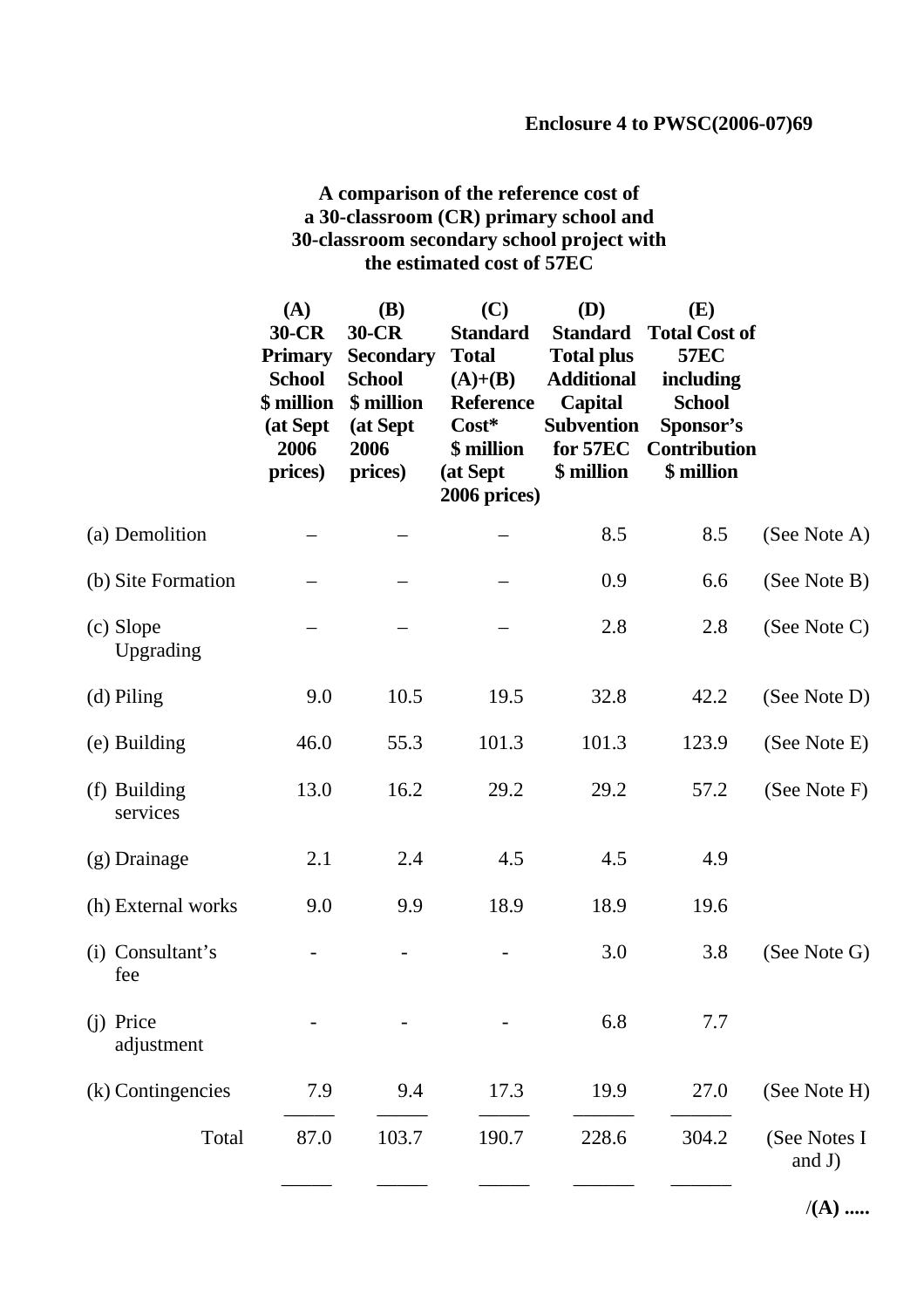**Enclosure 4 to PWSC(2006-07)69**

**A comparison of the reference cost of a 30-classroom (CR) primary school and 30-classroom secondary school project with the estimated cost of 57EC**

| | (A) 30-CR Primary School $ million (at Sept 2006 prices) | (B) 30-CR Secondary School $ million (at Sept 2006 prices) | (C) Standard Total (A)+(B) Reference Cost* $ million (at Sept 2006 prices) | (D) Standard Total plus Additional Capital Subvention for 57EC $ million | (E) Total Cost of 57EC including School Sponsor's Contribution $ million | |
|---|---|---|---|---|---|---|
| (a) Demolition | – | – | – | 8.5 | 8.5 | (See Note A) |
| (b) Site Formation | – | – | – | 0.9 | 6.6 | (See Note B) |
| (c) Slope Upgrading | – | – | – | 2.8 | 2.8 | (See Note C) |
| (d) Piling | 9.0 | 10.5 | 19.5 | 32.8 | 42.2 | (See Note D) |
| (e) Building | 46.0 | 55.3 | 101.3 | 101.3 | 123.9 | (See Note E) |
| (f) Building services | 13.0 | 16.2 | 29.2 | 29.2 | 57.2 | (See Note F) |
| (g) Drainage | 2.1 | 2.4 | 4.5 | 4.5 | 4.9 | |
| (h) External works | 9.0 | 9.9 | 18.9 | 18.9 | 19.6 | |
| (i) Consultant's fee | - | - | - | 3.0 | 3.8 | (See Note G) |
| (j) Price adjustment | - | - | - | 6.8 | 7.7 | |
| (k) Contingencies | 7.9 | 9.4 | 17.3 | 19.9 | 27.0 | (See Note H) |
| Total | 87.0 | 103.7 | 190.7 | 228.6 | 304.2 | (See Notes I and J) |

/(A) .....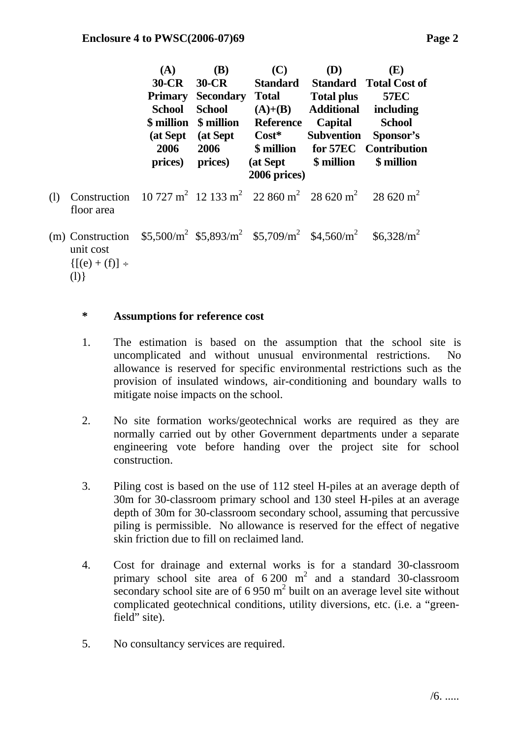| | | (A) 30-CR Primary School \$ million (at Sept 2006 prices) | (B) 30-CR Secondary School \$ million (at Sept 2006 prices) | (C) Standard Total (A)+(B) Reference Cost* \$ million (at Sept 2006 prices) | (D) Standard Total plus Additional Capital Subvention for 57EC \$ million | (E) Total Cost of 57EC including School Sponsor's Contribution \$ million |
|---|---|---|---|---|---|---|
| (l) | Construction floor area | 10 727 $m^2$ | 12 133 $m^2$ | 22 860 $m^2$ | 28 620 $m^2$ | 28 620 $m^2$ |
| (m) | Construction unit cost {[(e) + (f)] ÷ (l)} | \$5,500/$m^2$ | \$5,893/$m^2$ | \$5,709/$m^2$ | \$4,560/$m^2$ | \$6,328/$m^2$ |

**\* Assumptions for reference cost**

1. The estimation is based on the assumption that the school site is uncomplicated and without unusual environmental restrictions. No allowance is reserved for specific environmental restrictions such as the provision of insulated windows, air-conditioning and boundary walls to mitigate noise impacts on the school.

2. No site formation works/geotechnical works are required as they are normally carried out by other Government departments under a separate engineering vote before handing over the project site for school construction.

3. Piling cost is based on the use of 112 steel H-piles at an average depth of 30m for 30-classroom primary school and 130 steel H-piles at an average depth of 30m for 30-classroom secondary school, assuming that percussive piling is permissible. No allowance is reserved for the effect of negative skin friction due to fill on reclaimed land.

4. Cost for drainage and external works is for a standard 30-classroom primary school site area of 6 200 $m^2$ and a standard 30-classroom secondary school site are of 6 950 $m^2$ built on an average level site without complicated geotechnical conditions, utility diversions, etc. (i.e. a "green-field" site).

5. No consultancy services are required.

/6. .....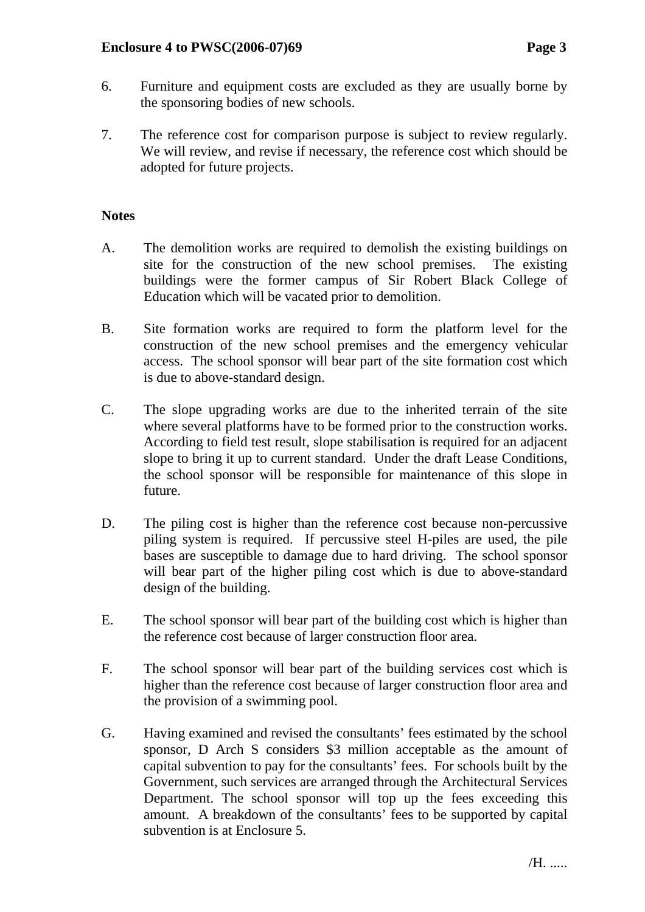6. Furniture and equipment costs are excluded as they are usually borne by the sponsoring bodies of new schools.

7. The reference cost for comparison purpose is subject to review regularly. We will review, and revise if necessary, the reference cost which should be adopted for future projects.

**Notes**

A. The demolition works are required to demolish the existing buildings on site for the construction of the new school premises. The existing buildings were the former campus of Sir Robert Black College of Education which will be vacated prior to demolition.

B. Site formation works are required to form the platform level for the construction of the new school premises and the emergency vehicular access. The school sponsor will bear part of the site formation cost which is due to above-standard design.

C. The slope upgrading works are due to the inherited terrain of the site where several platforms have to be formed prior to the construction works. According to field test result, slope stabilisation is required for an adjacent slope to bring it up to current standard. Under the draft Lease Conditions, the school sponsor will be responsible for maintenance of this slope in future.

D. The piling cost is higher than the reference cost because non-percussive piling system is required. If percussive steel H-piles are used, the pile bases are susceptible to damage due to hard driving. The school sponsor will bear part of the higher piling cost which is due to above-standard design of the building.

E. The school sponsor will bear part of the building cost which is higher than the reference cost because of larger construction floor area.

F. The school sponsor will bear part of the building services cost which is higher than the reference cost because of larger construction floor area and the provision of a swimming pool.

G. Having examined and revised the consultants' fees estimated by the school sponsor, D Arch S considers $3 million acceptable as the amount of capital subvention to pay for the consultants' fees. For schools built by the Government, such services are arranged through the Architectural Services Department. The school sponsor will top up the fees exceeding this amount. A breakdown of the consultants' fees to be supported by capital subvention is at Enclosure 5.

/H. .....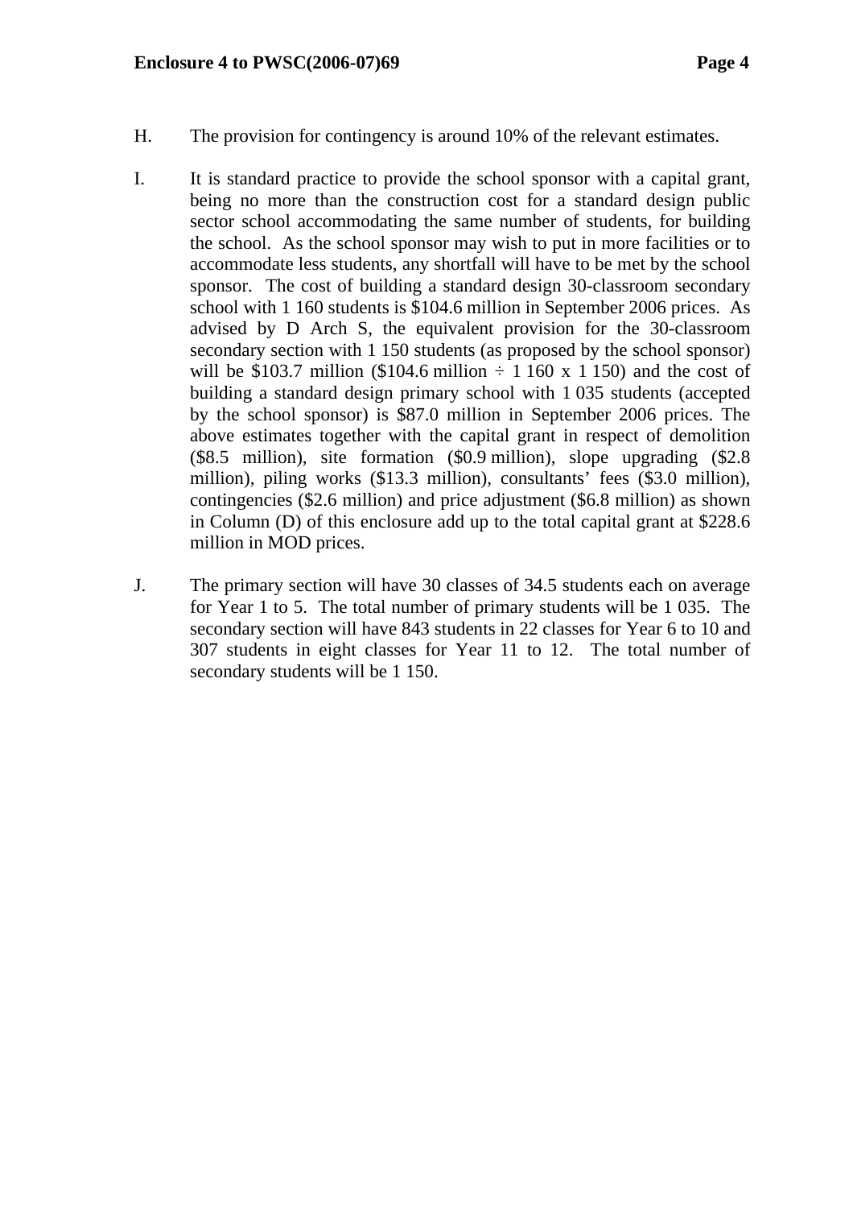H. The provision for contingency is around 10% of the relevant estimates.

I. It is standard practice to provide the school sponsor with a capital grant, being no more than the construction cost for a standard design public sector school accommodating the same number of students, for building the school. As the school sponsor may wish to put in more facilities or to accommodate less students, any shortfall will have to be met by the school sponsor. The cost of building a standard design 30-classroom secondary school with 1 160 students is $104.6 million in September 2006 prices. As advised by D Arch S, the equivalent provision for the 30-classroom secondary section with 1 150 students (as proposed by the school sponsor) will be $103.7 million ($104.6 million ÷ 1 160 x 1 150) and the cost of building a standard design primary school with 1 035 students (accepted by the school sponsor) is $87.0 million in September 2006 prices. The above estimates together with the capital grant in respect of demolition ($8.5 million), site formation ($0.9 million), slope upgrading ($2.8 million), piling works ($13.3 million), consultants' fees ($3.0 million), contingencies ($2.6 million) and price adjustment ($6.8 million) as shown in Column (D) of this enclosure add up to the total capital grant at $228.6 million in MOD prices.

J. The primary section will have 30 classes of 34.5 students each on average for Year 1 to 5. The total number of primary students will be 1 035. The secondary section will have 843 students in 22 classes for Year 6 to 10 and 307 students in eight classes for Year 11 to 12. The total number of secondary students will be 1 150.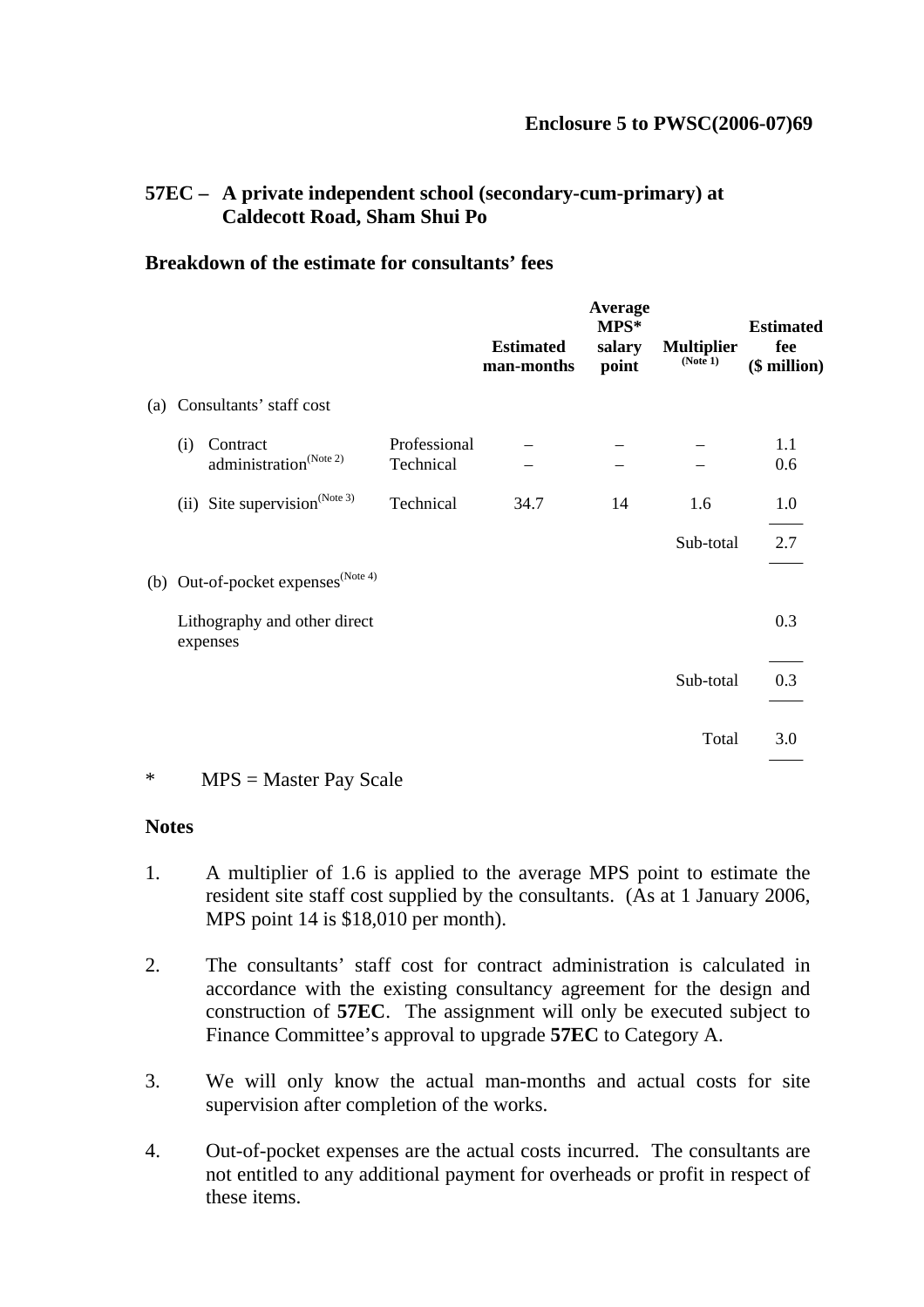**Enclosure 5 to PWSC(2006-07)69**

## 57EC – A private independent school (secondary-cum-primary) at Caldecott Road, Sham Shui Po

### Breakdown of the estimate for consultants' fees

| | | | Estimated man-months | Average MPS* salary point | Multiplier (Note 1) | Estimated fee ($ million) |
|---|---|---|---|---|---|---|
| (a) | Consultants' staff cost | | | | | |
| | (i) Contract administration[(Note 2)] | Professional | – | – | – | 1.1 |
| | | Technical | – | – | – | 0.6 |
| | (ii) Site supervision[(Note 3)] | Technical | 34.7 | 14 | 1.6 | 1.0 |
| | | | | | Sub-total | 2.7 |
| (b) | Out-of-pocket expenses[(Note 4)] | | | | | |
| | Lithography and other direct expenses | | | | | 0.3 |
| | | | | | Sub-total | 0.3 |
| | | | | | Total | 3.0 |

\* MPS = Master Pay Scale

### Notes

1. A multiplier of 1.6 is applied to the average MPS point to estimate the resident site staff cost supplied by the consultants. (As at 1 January 2006, MPS point 14 is $18,010 per month).

2. The consultants' staff cost for contract administration is calculated in accordance with the existing consultancy agreement for the design and construction of **57EC**. The assignment will only be executed subject to Finance Committee's approval to upgrade **57EC** to Category A.

3. We will only know the actual man-months and actual costs for site supervision after completion of the works.

4. Out-of-pocket expenses are the actual costs incurred. The consultants are not entitled to any additional payment for overheads or profit in respect of these items.